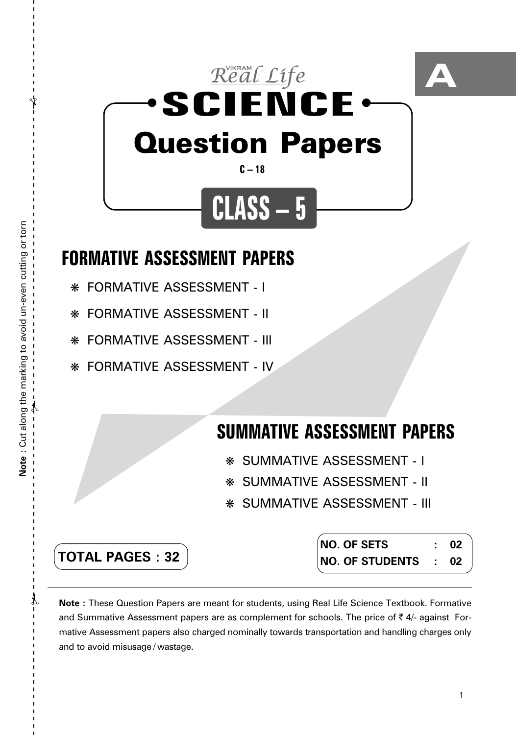A

VIKRAM *Real Life*

# SCIENCE

# Question Papers

C – 18

## CLASS – 5

## FORMATIVE ASSESSMENT PAPERS

- FORMATIVE ASSESSMENT - I
- FORMATIVE ASSESSMENT - II
- FORMATIVE ASSESSMENT - III
- FORMATIVE ASSESSMENT - IV

## SUMMATIVE ASSESSMENT PAPERS

- SUMMATIVE ASSESSMENT - I
- SUMMATIVE ASSESSMENT - II
- SUMMATIVE ASSESSMENT - III

**TOTAL PAGES : 32**

**NO. OF SETS : 02**
**NO. OF STUDENTS : 02**

**Note :** These Question Papers are meant for students, using Real Life Science Textbook. Formative and Summative Assessment papers are as complement for schools. The price of ₹ 4/- against Formative Assessment papers also charged nominally towards transportation and handling charges only and to avoid misusage / wastage.

**Note :** Cut along the marking to avoid un-even cutting or torn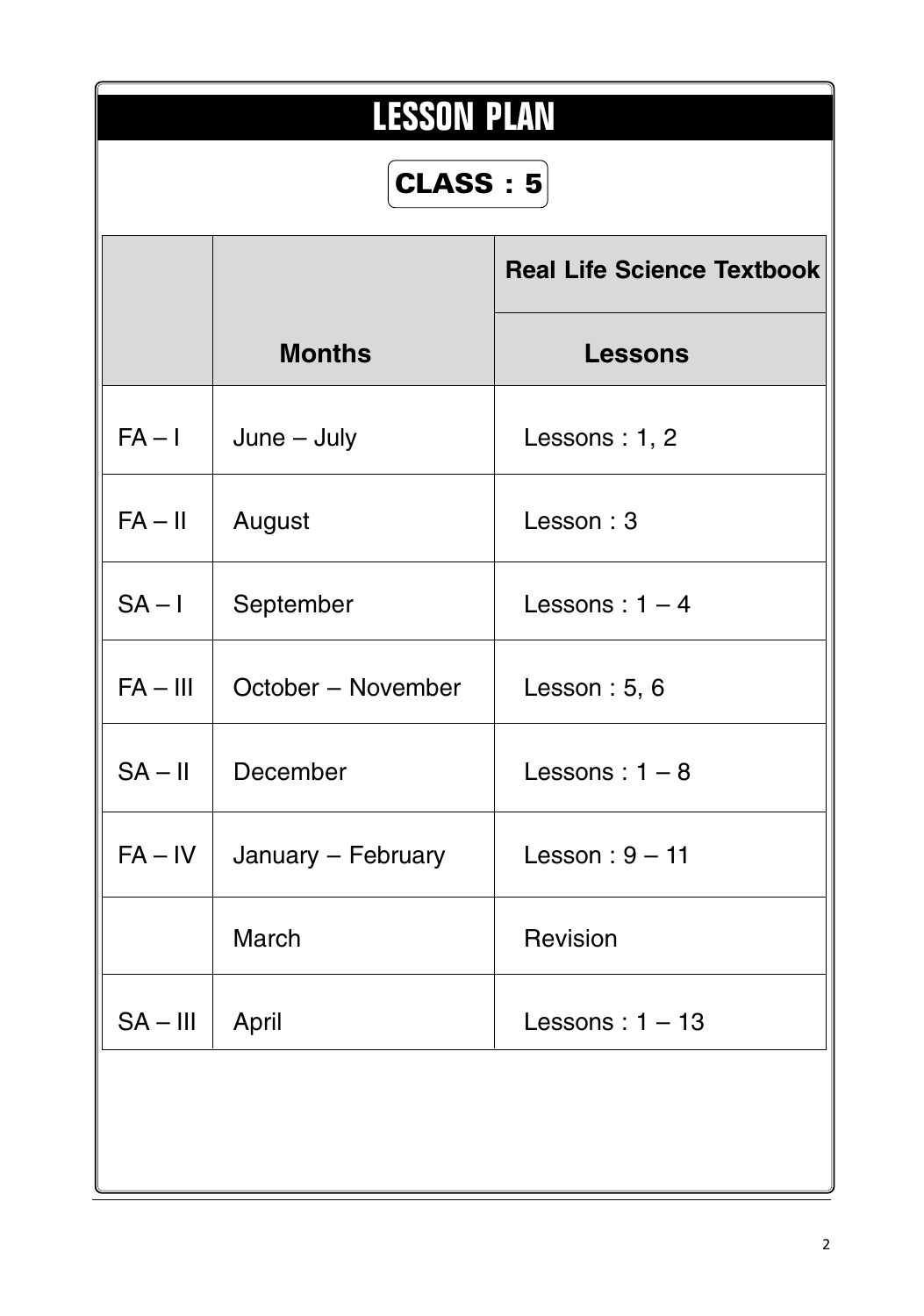# LESSON PLAN

## CLASS : 5

| | | Real Life Science Textbook |
|---|---|---|
| | **Months** | **Lessons** |
| FA – I | June – July | Lessons : 1, 2 |
| FA – II | August | Lesson : 3 |
| SA – I | September | Lessons : 1 – 4 |
| FA – III | October – November | Lesson : 5, 6 |
| SA – II | December | Lessons : 1 – 8 |
| FA – IV | January – February | Lesson : 9 – 11 |
| | March | Revision |
| SA – III | April | Lessons : 1 – 13 |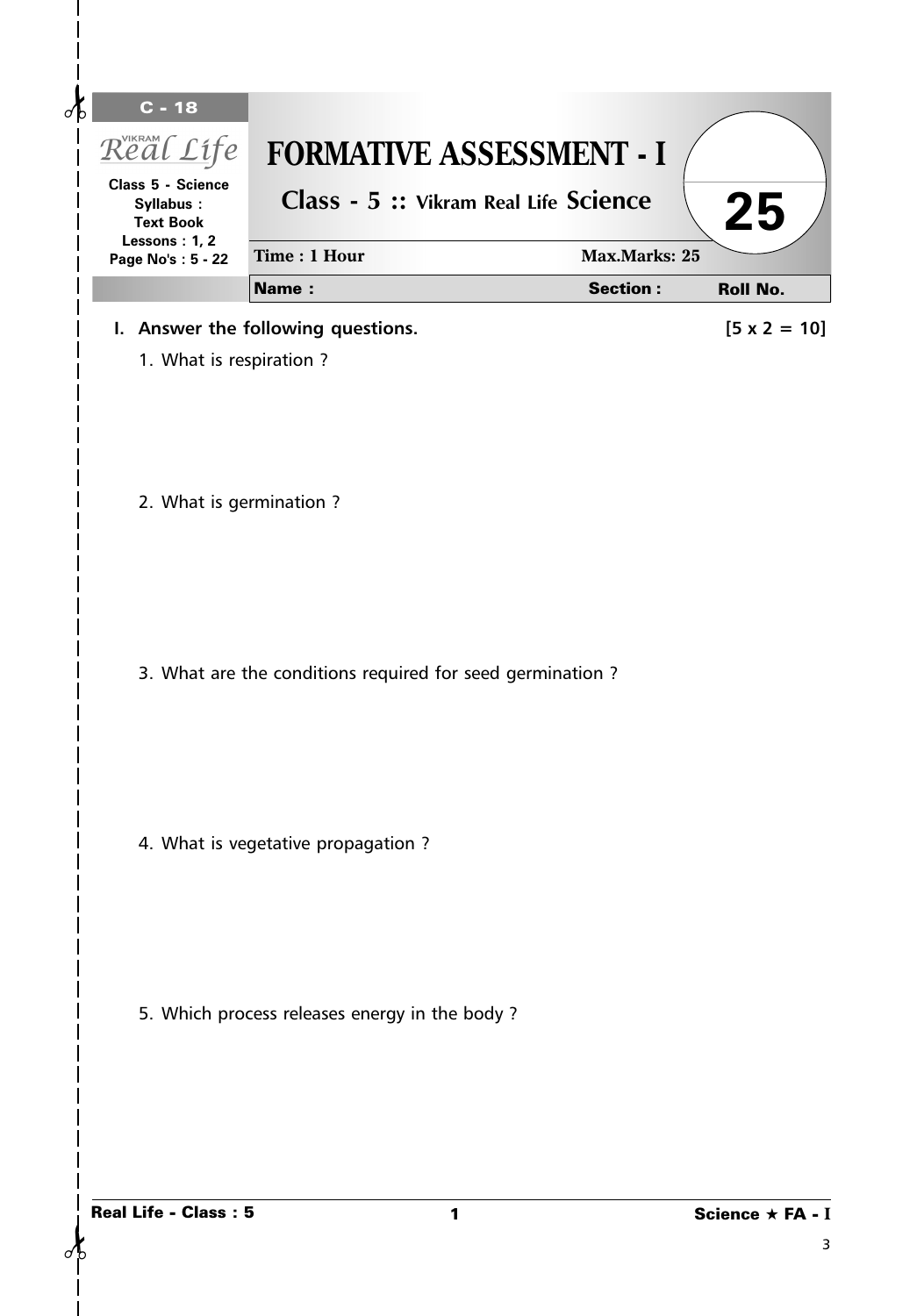C - 18

Real Life

Class 5 - Science
Syllabus :
Text Book
Lessons : 1, 2
Page No's : 5 - 22

# FORMATIVE ASSESSMENT - I

## Class - 5 :: Vikram Real Life Science

25

Time : 1 Hour | Max.Marks: 25

Name : | Section : | Roll No.

**I. Answer the following questions.** **[5 x 2 = 10]**

1. What is respiration ?

2. What is germination ?

3. What are the conditions required for seed germination ?

4. What is vegetative propagation ?

5. Which process releases energy in the body ?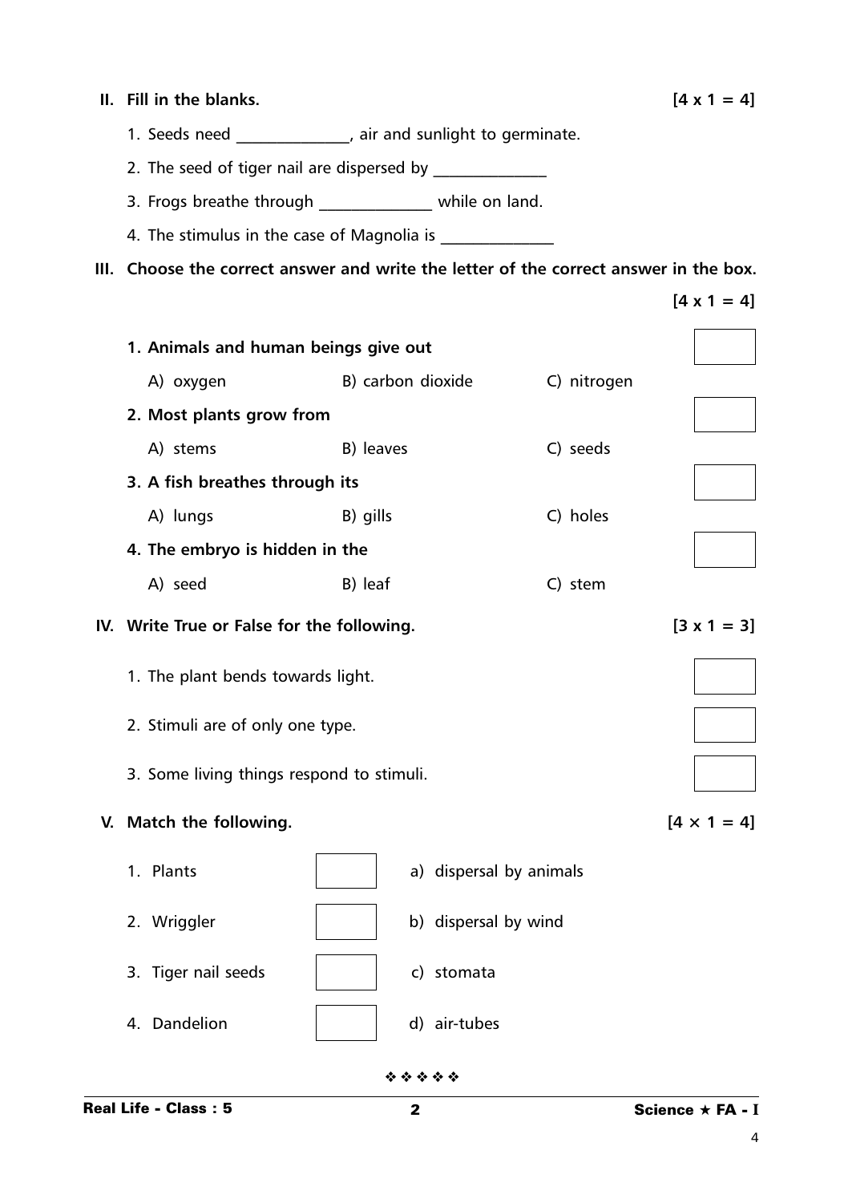## II. Fill in the blanks. [4 x 1 = 4]

1. Seeds need _____________, air and sunlight to germinate.
2. The seed of tiger nail are dispersed by _____________
3. Frogs breathe through _____________ while on land.
4. The stimulus in the case of Magnolia is _____________

## III. Choose the correct answer and write the letter of the correct answer in the box. [4 x 1 = 4]

**1. Animals and human beings give out** [ ]

A) oxygen B) carbon dioxide C) nitrogen

**2. Most plants grow from** [ ]

A) stems B) leaves C) seeds

**3. A fish breathes through its** [ ]

A) lungs B) gills C) holes

**4. The embryo is hidden in the** [ ]

A) seed B) leaf C) stem

## IV. Write True or False for the following. [3 x 1 = 3]

1. The plant bends towards light. [ ]
2. Stimuli are of only one type. [ ]
3. Some living things respond to stimuli. [ ]

## V. Match the following. [4 × 1 = 4]

| | | |
|---|---|---|
| 1. Plants | [ ] | a) dispersal by animals |
| 2. Wriggler | [ ] | b) dispersal by wind |
| 3. Tiger nail seeds | [ ] | c) stomata |
| 4. Dandelion | [ ] | d) air-tubes |

❖ ❖ ❖ ❖ ❖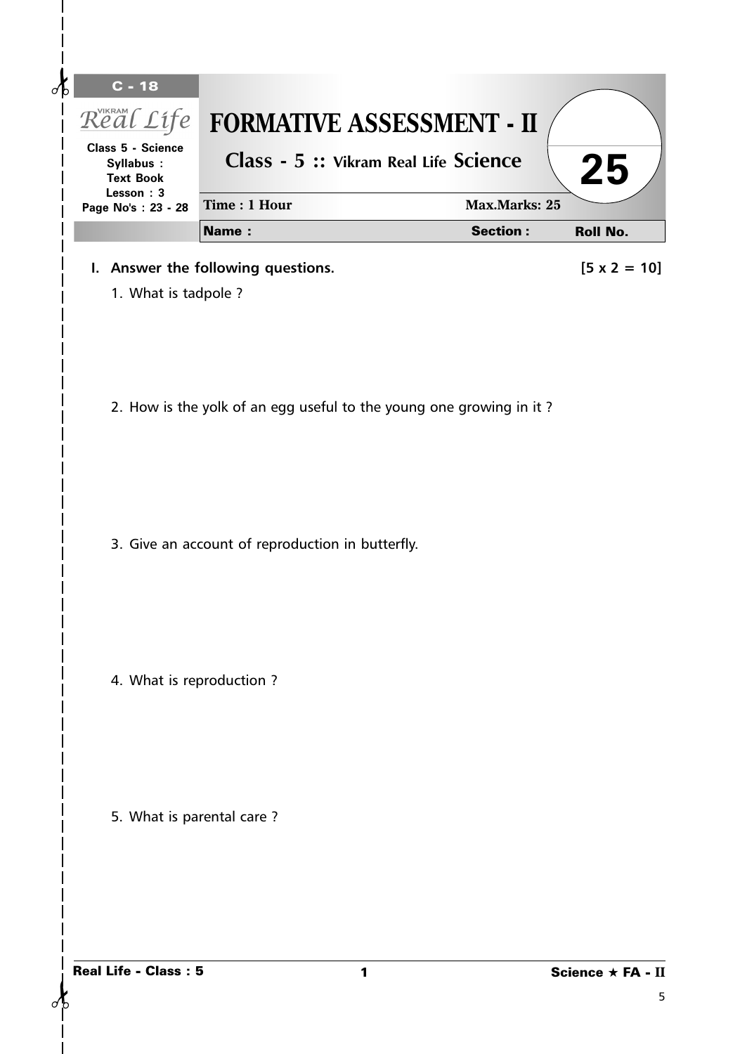C - 18

Vikram Real Life

Class 5 - Science
Syllabus :
Text Book
Lesson : 3
Page No's : 23 - 28

# FORMATIVE ASSESSMENT - II

## Class - 5 :: Vikram Real Life Science

**25**

Time : 1 Hour | Max.Marks: 25

**Name :** | **Section :** | **Roll No.**

**I. Answer the following questions.** **[5 x 2 = 10]**

1. What is tadpole ?

2. How is the yolk of an egg useful to the young one growing in it ?

3. Give an account of reproduction in butterfly.

4. What is reproduction ?

5. What is parental care ?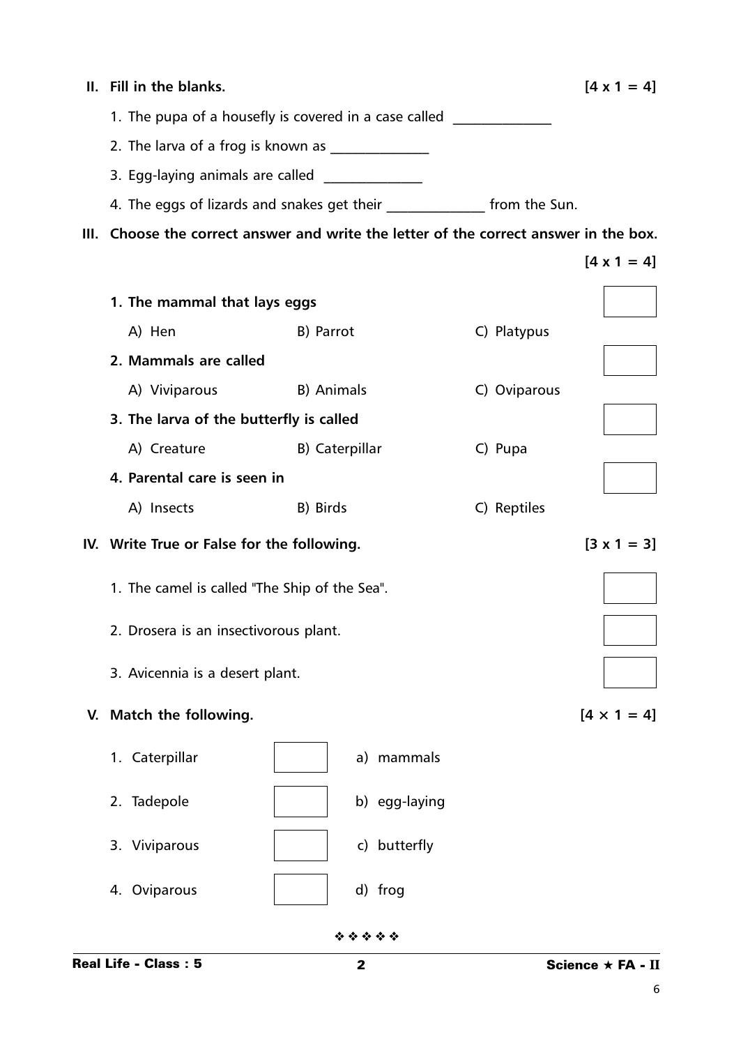## II. Fill in the blanks. [4 x 1 = 4]

1. The pupa of a housefly is covered in a case called ______________
2. The larva of a frog is known as ______________
3. Egg-laying animals are called ______________
4. The eggs of lizards and snakes get their ______________ from the Sun.

## III. Choose the correct answer and write the letter of the correct answer in the box. [4 x 1 = 4]

**1. The mammal that lays eggs**

A) Hen B) Parrot C) Platypus

**2. Mammals are called**

A) Viviparous B) Animals C) Oviparous

**3. The larva of the butterfly is called**

A) Creature B) Caterpillar C) Pupa

**4. Parental care is seen in**

A) Insects B) Birds C) Reptiles

## IV. Write True or False for the following. [3 x 1 = 3]

1. The camel is called "The Ship of the Sea".
2. Drosera is an insectivorous plant.
3. Avicennia is a desert plant.

## V. Match the following. [4 × 1 = 4]

| | | |
|---|---|---|
| 1. Caterpillar | | a) mammals |
| 2. Tadepole | | b) egg-laying |
| 3. Viviparous | | c) butterfly |
| 4. Oviparous | | d) frog |

❖ ❖ ❖ ❖ ❖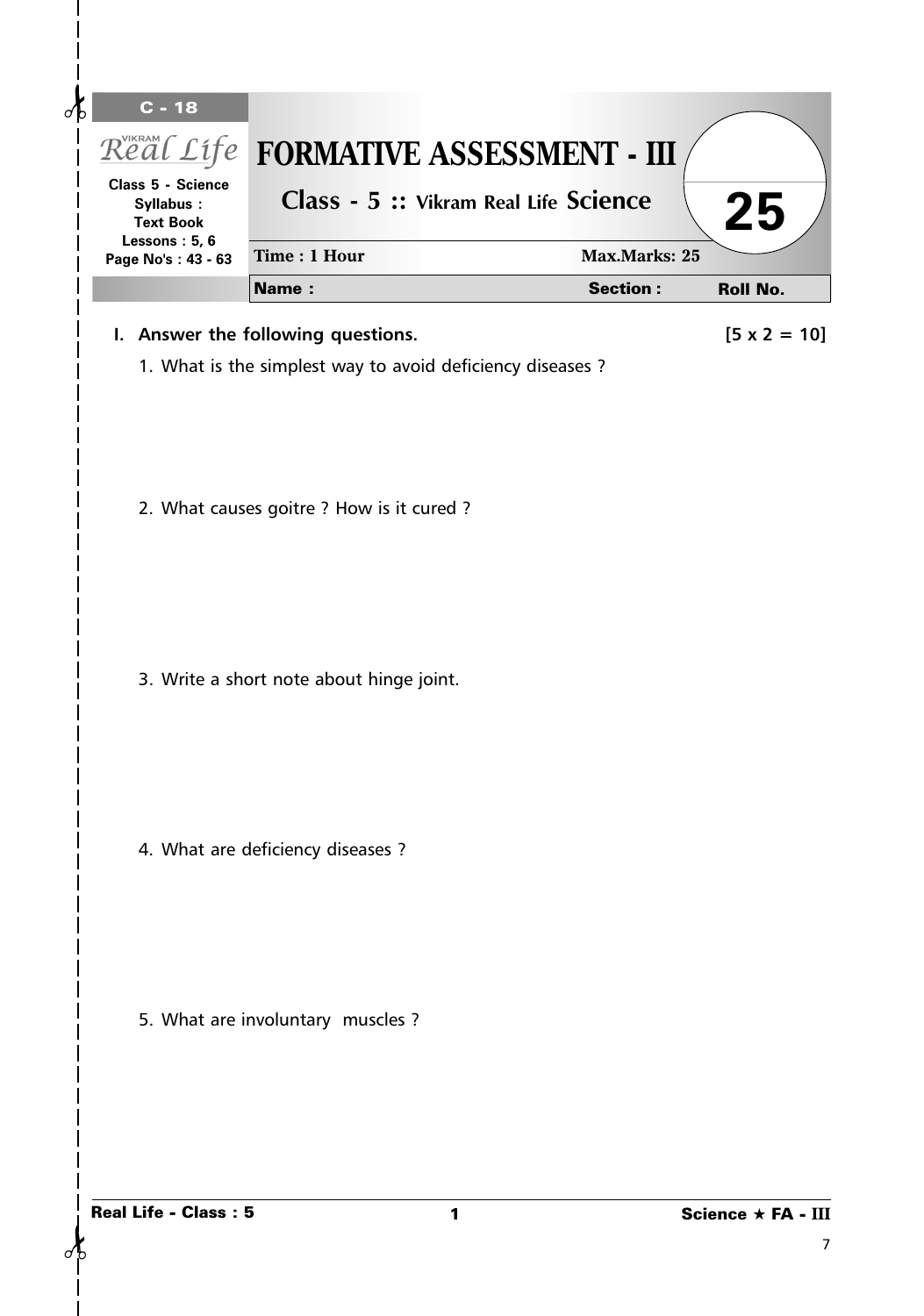C - 18

VIKRAM Real Life

Class 5 - Science
Syllabus :
Text Book
Lessons : 5, 6
Page No's : 43 - 63

# FORMATIVE ASSESSMENT - III

## Class - 5 :: Vikram Real Life Science

**25**

**Time : 1 Hour** **Max.Marks: 25**

**Name :** **Section :** **Roll No.**

**I. Answer the following questions.** **[5 x 2 = 10]**

1. What is the simplest way to avoid deficiency diseases ?

2. What causes goitre ? How is it cured ?

3. Write a short note about hinge joint.

4. What are deficiency diseases ?

5. What are involuntary muscles ?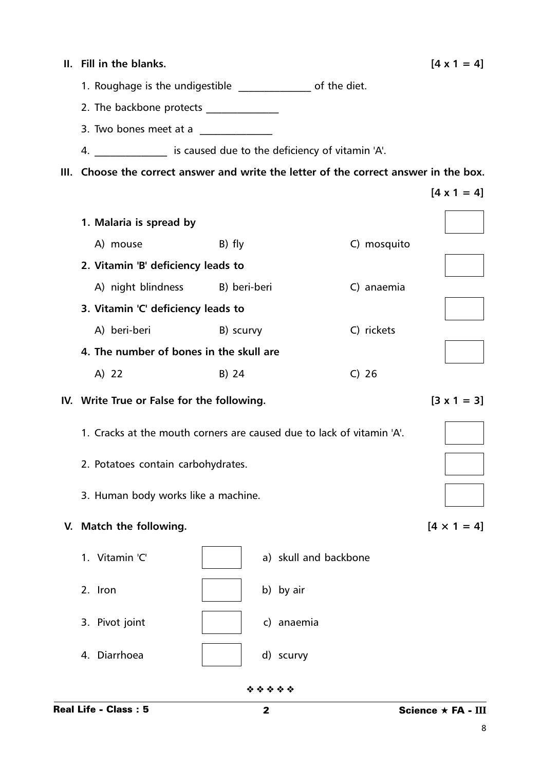**II. Fill in the blanks.** **[4 x 1 = 4]**

1. Roughage is the undigestible ______________ of the diet.
2. The backbone protects ______________
3. Two bones meet at a ______________
4. ______________ is caused due to the deficiency of vitamin 'A'.

**III. Choose the correct answer and write the letter of the correct answer in the box.** **[4 x 1 = 4]**

**1. Malaria is spread by** [ ]

A) mouse B) fly C) mosquito

**2. Vitamin 'B' deficiency leads to** [ ]

A) night blindness B) beri-beri C) anaemia

**3. Vitamin 'C' deficiency leads to** [ ]

A) beri-beri B) scurvy C) rickets

**4. The number of bones in the skull are** [ ]

A) 22 B) 24 C) 26

**IV. Write True or False for the following.** **[3 x 1 = 3]**

1. Cracks at the mouth corners are caused due to lack of vitamin 'A'. [ ]
2. Potatoes contain carbohydrates. [ ]
3. Human body works like a machine. [ ]

**V. Match the following.** **[4 × 1 = 4]**

| | | |
|---|---|---|
| 1. Vitamin 'C' | [ ] | a) skull and backbone |
| 2. Iron | [ ] | b) by air |
| 3. Pivot joint | [ ] | c) anaemia |
| 4. Diarrhoea | [ ] | d) scurvy |

❖ ❖ ❖ ❖ ❖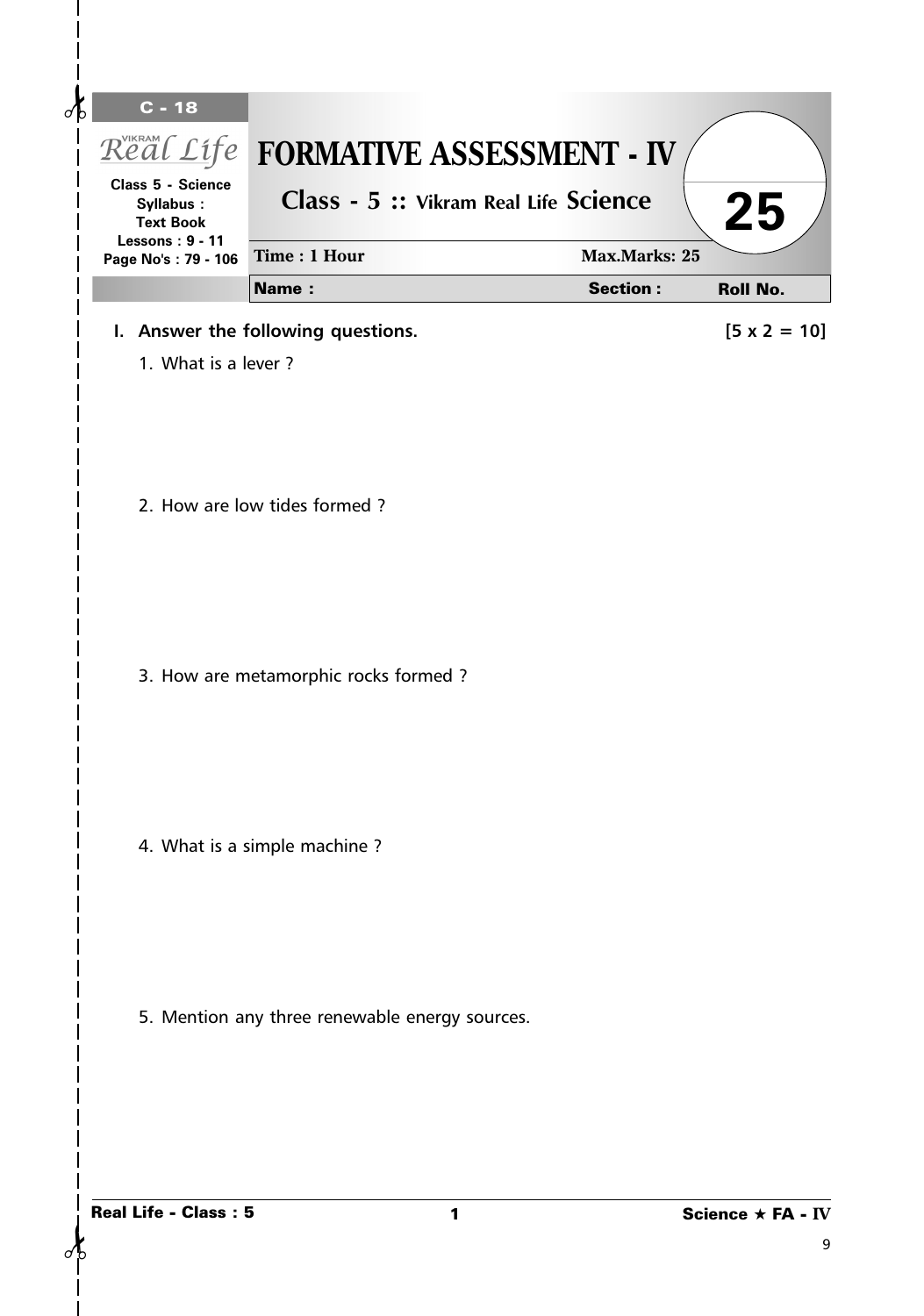C - 18

Vikram Real Life

Class 5 - Science
Syllabus :
Text Book
Lessons : 9 - 11
Page No's : 79 - 106

# FORMATIVE ASSESSMENT - IV

## Class - 5 :: Vikram Real Life Science

25

Time : 1 Hour | Max.Marks: 25

Name : | Section : | Roll No.

**I. Answer the following questions.** **[5 x 2 = 10]**

1. What is a lever ?

2. How are low tides formed ?

3. How are metamorphic rocks formed ?

4. What is a simple machine ?

5. Mention any three renewable energy sources.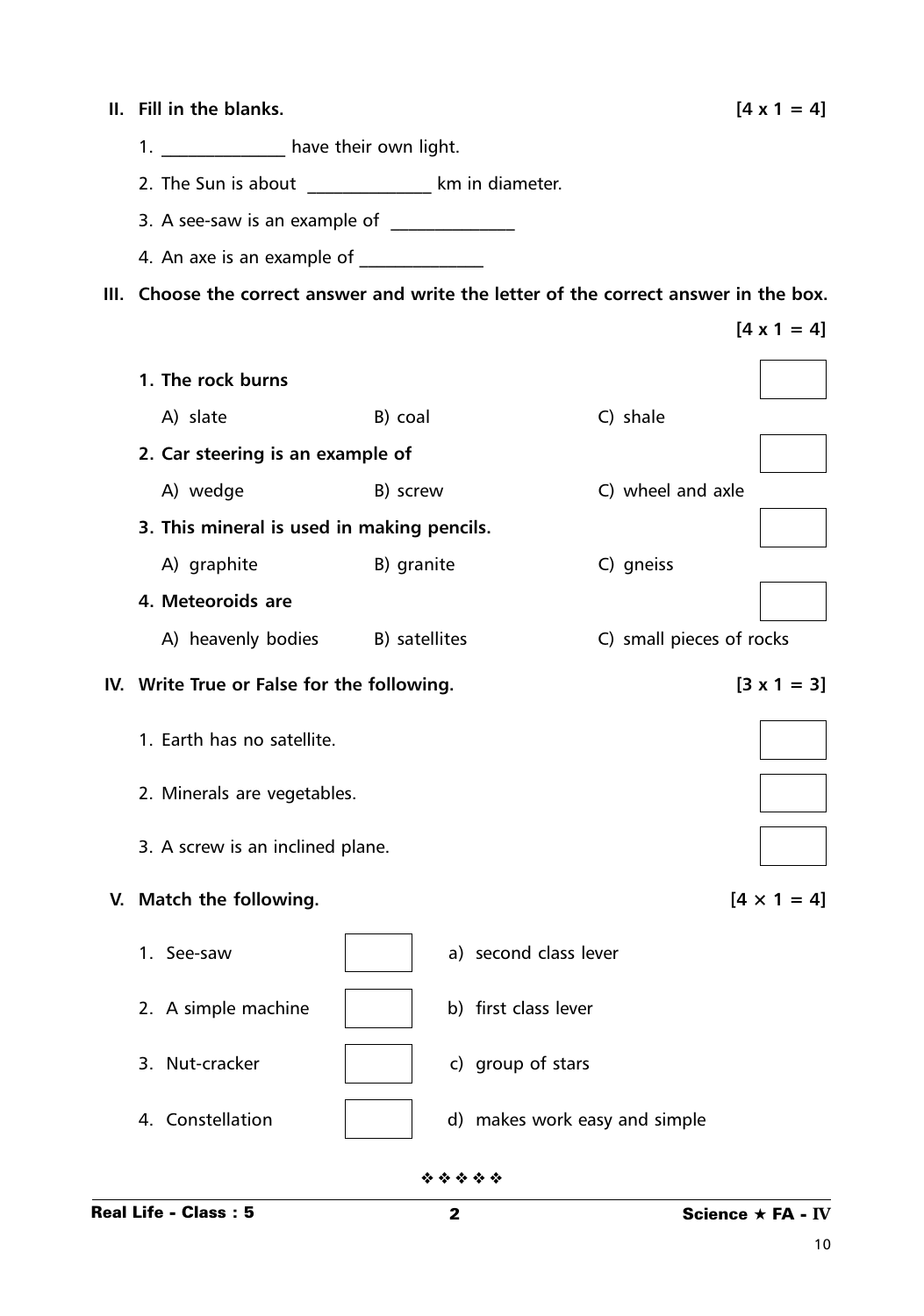## II. Fill in the blanks. [4 x 1 = 4]

1. _____________ have their own light.
2. The Sun is about _____________ km in diameter.
3. A see-saw is an example of _____________
4. An axe is an example of _____________

## III. Choose the correct answer and write the letter of the correct answer in the box. [4 x 1 = 4]

**1. The rock burns**

A) slate  B) coal  C) shale

**2. Car steering is an example of**

A) wedge  B) screw  C) wheel and axle

**3. This mineral is used in making pencils.**

A) graphite  B) granite  C) gneiss

**4. Meteoroids are**

A) heavenly bodies  B) satellites  C) small pieces of rocks

## IV. Write True or False for the following. [3 x 1 = 3]

1. Earth has no satellite.
2. Minerals are vegetables.
3. A screw is an inclined plane.

## V. Match the following. [4 × 1 = 4]

| | | |
|---|---|---|
| 1. See-saw | | a) second class lever |
| 2. A simple machine | | b) first class lever |
| 3. Nut-cracker | | c) group of stars |
| 4. Constellation | | d) makes work easy and simple |

❖ ❖ ❖ ❖ ❖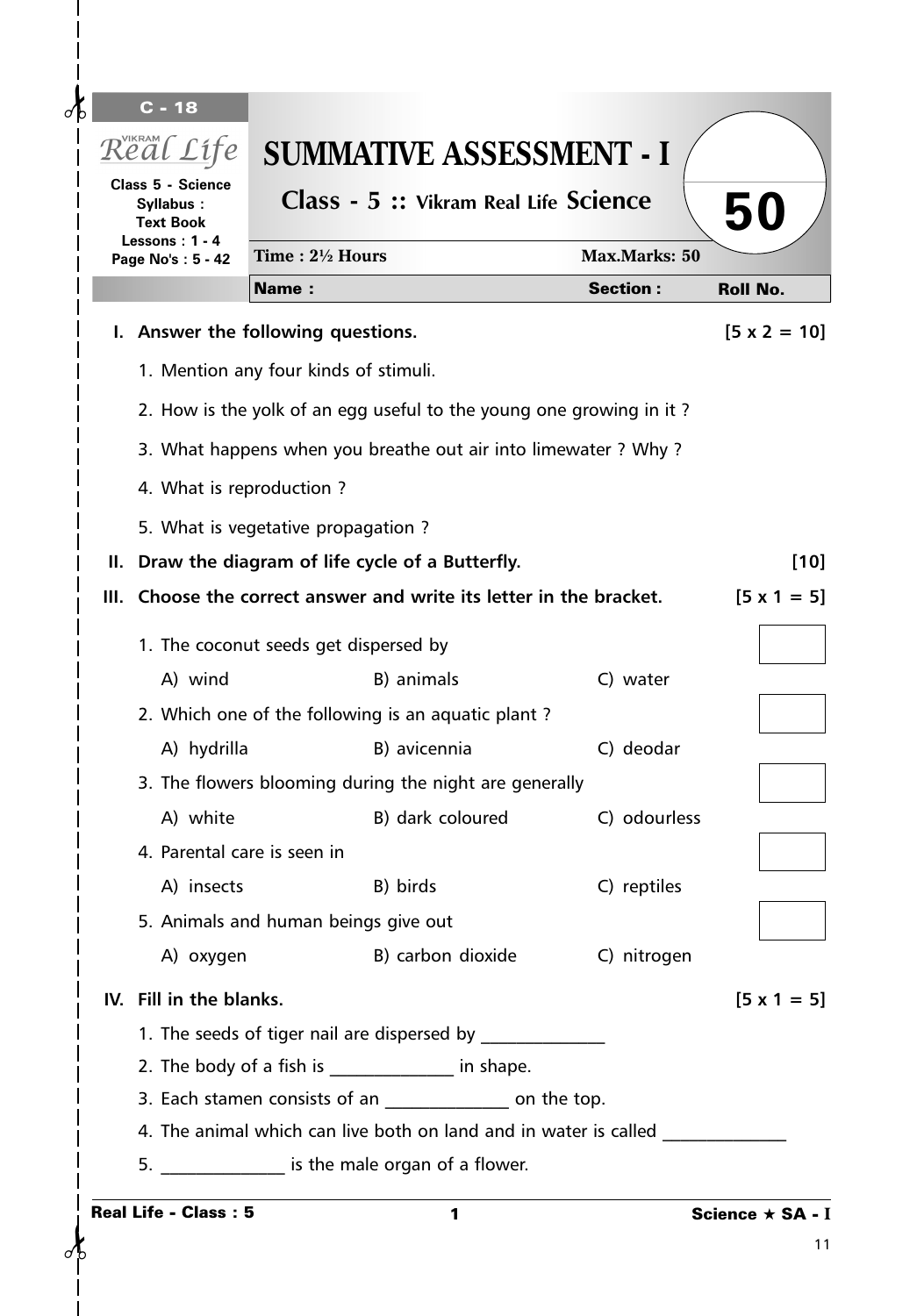C - 18

Vikram Real Life

Class 5 - Science
Syllabus : Text Book
Lessons : 1 - 4
Page No's : 5 - 42

# SUMMATIVE ASSESSMENT - I

## Class - 5 :: Vikram Real Life Science

**50**

Time : 2½ Hours | Max.Marks: 50

**Name :** | **Section :** | **Roll No.**

**I. Answer the following questions.** **[5 x 2 = 10]**

1. Mention any four kinds of stimuli.
2. How is the yolk of an egg useful to the young one growing in it ?
3. What happens when you breathe out air into limewater ? Why ?
4. What is reproduction ?
5. What is vegetative propagation ?

**II. Draw the diagram of life cycle of a Butterfly.** **[10]**

**III. Choose the correct answer and write its letter in the bracket.** **[5 x 1 = 5]**

1. The coconut seeds get dispersed by [ ]
   A) wind B) animals C) water
2. Which one of the following is an aquatic plant ? [ ]
   A) hydrilla B) avicennia C) deodar
3. The flowers blooming during the night are generally [ ]
   A) white B) dark coloured C) odourless
4. Parental care is seen in [ ]
   A) insects B) birds C) reptiles
5. Animals and human beings give out [ ]
   A) oxygen B) carbon dioxide C) nitrogen

**IV. Fill in the blanks.** **[5 x 1 = 5]**

1. The seeds of tiger nail are dispersed by ______________
2. The body of a fish is ______________ in shape.
3. Each stamen consists of an ______________ on the top.
4. The animal which can live both on land and in water is called ______________
5. ______________ is the male organ of a flower.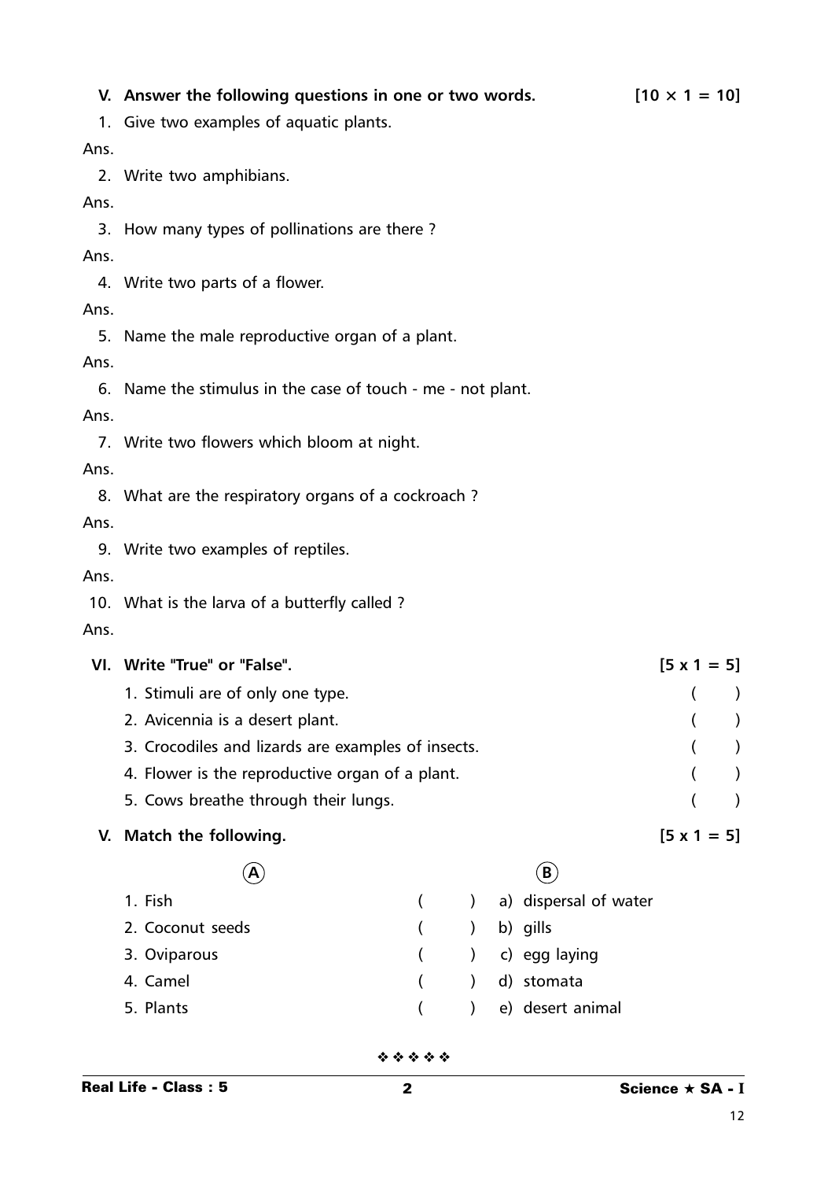## V. Answer the following questions in one or two words. [10 × 1 = 10]

1. Give two examples of aquatic plants.

Ans.

2. Write two amphibians.

Ans.

3. How many types of pollinations are there ?

Ans.

4. Write two parts of a flower.

Ans.

5. Name the male reproductive organ of a plant.

Ans.

6. Name the stimulus in the case of touch - me - not plant.

Ans.

7. Write two flowers which bloom at night.

Ans.

8. What are the respiratory organs of a cockroach ?

Ans.

9. Write two examples of reptiles.

Ans.

10. What is the larva of a butterfly called ?

Ans.

## VI. Write "True" or "False". [5 x 1 = 5]

1. Stimuli are of only one type. ( )
2. Avicennia is a desert plant. ( )
3. Crocodiles and lizards are examples of insects. ( )
4. Flower is the reproductive organ of a plant. ( )
5. Cows breathe through their lungs. ( )

## V. Match the following. [5 x 1 = 5]

| A | | B |
|---|---|---|
| 1. Fish | ( ) | a) dispersal of water |
| 2. Coconut seeds | ( ) | b) gills |
| 3. Oviparous | ( ) | c) egg laying |
| 4. Camel | ( ) | d) stomata |
| 5. Plants | ( ) | e) desert animal |

❖ ❖ ❖ ❖ ❖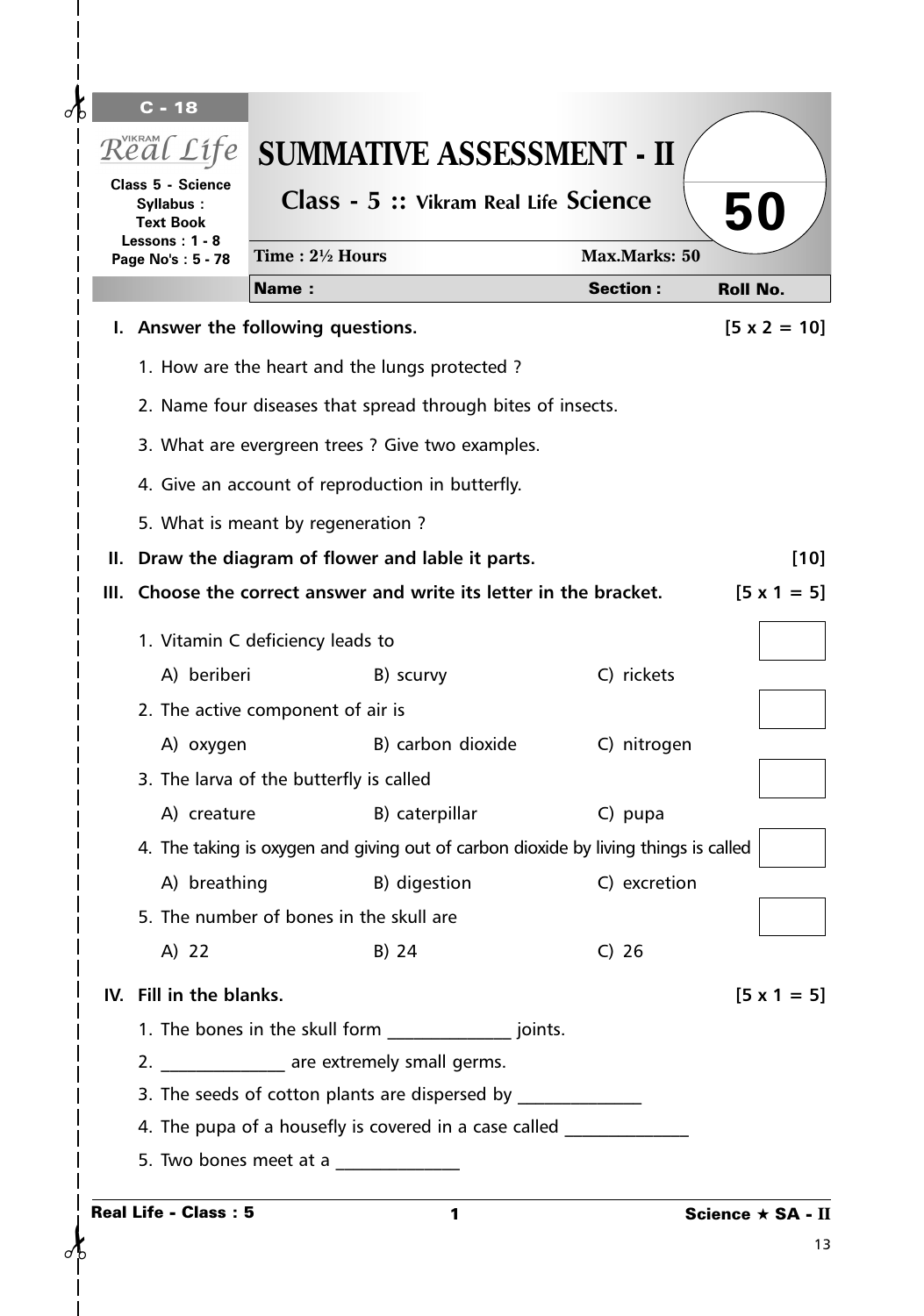C - 18

Vikram Real Life

Class 5 - Science
Syllabus : Text Book
Lessons : 1 - 8
Page No's : 5 - 78

# SUMMATIVE ASSESSMENT - II

## Class - 5 :: Vikram Real Life Science

**50**

Time : 2½ Hours | Max.Marks: 50

**Name :** | **Section :** | **Roll No.**

**I. Answer the following questions.** **[5 x 2 = 10]**

1. How are the heart and the lungs protected ?
2. Name four diseases that spread through bites of insects.
3. What are evergreen trees ? Give two examples.
4. Give an account of reproduction in butterfly.
5. What is meant by regeneration ?

**II. Draw the diagram of flower and lable it parts.** **[10]**

**III. Choose the correct answer and write its letter in the bracket.** **[5 x 1 = 5]**

1. Vitamin C deficiency leads to [ ]
   A) beriberi B) scurvy C) rickets
2. The active component of air is [ ]
   A) oxygen B) carbon dioxide C) nitrogen
3. The larva of the butterfly is called [ ]
   A) creature B) caterpillar C) pupa
4. The taking is oxygen and giving out of carbon dioxide by living things is called [ ]
   A) breathing B) digestion C) excretion
5. The number of bones in the skull are [ ]
   A) 22 B) 24 C) 26

**IV. Fill in the blanks.** **[5 x 1 = 5]**

1. The bones in the skull form ______________ joints.
2. ______________ are extremely small germs.
3. The seeds of cotton plants are dispersed by ______________
4. The pupa of a housefly is covered in a case called ______________
5. Two bones meet at a ______________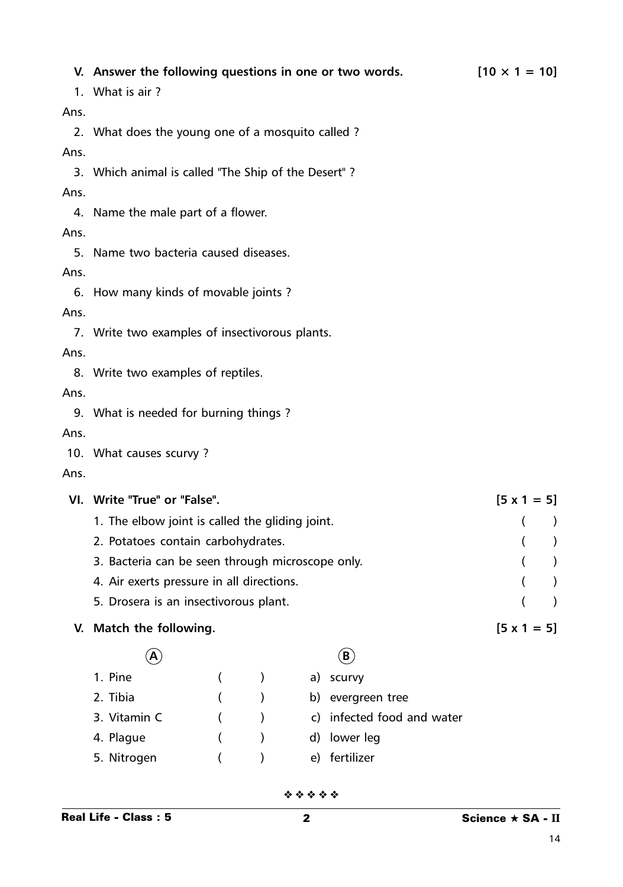**V. Answer the following questions in one or two words.** **[10 × 1 = 10]**

1. What is air ?

Ans.

2. What does the young one of a mosquito called ?

Ans.

3. Which animal is called "The Ship of the Desert" ?

Ans.

4. Name the male part of a flower.

Ans.

5. Name two bacteria caused diseases.

Ans.

6. How many kinds of movable joints ?

Ans.

7. Write two examples of insectivorous plants.

Ans.

8. Write two examples of reptiles.

Ans.

9. What is needed for burning things ?

Ans.

10. What causes scurvy ?

Ans.

**VI. Write "True" or "False".** **[5 x 1 = 5]**

1. The elbow joint is called the gliding joint. (    )
2. Potatoes contain carbohydrates. (    )
3. Bacteria can be seen through microscope only. (    )
4. Air exerts pressure in all directions. (    )
5. Drosera is an insectivorous plant. (    )

**V. Match the following.** **[5 x 1 = 5]**

| A | | B |
|---|---|---|
| 1. Pine | (    ) | a) scurvy |
| 2. Tibia | (    ) | b) evergreen tree |
| 3. Vitamin C | (    ) | c) infected food and water |
| 4. Plague | (    ) | d) lower leg |
| 5. Nitrogen | (    ) | e) fertilizer |

❖ ❖ ❖ ❖ ❖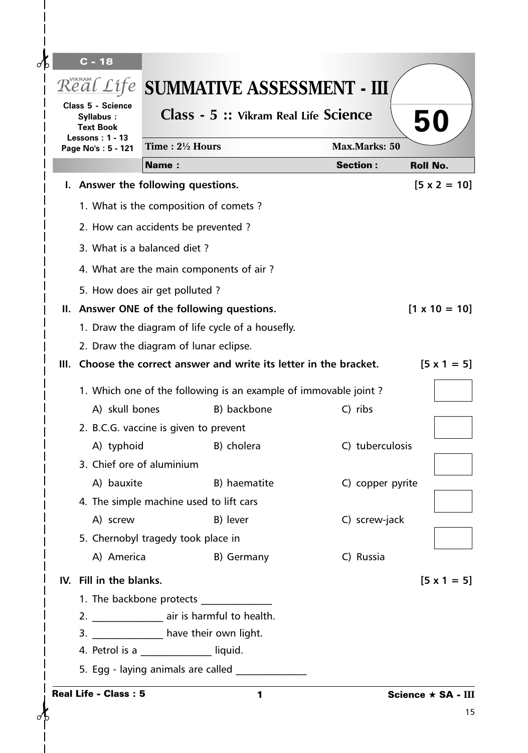C - 18

Real Life

Class 5 - Science
Syllabus : Text Book
Lessons : 1 - 13
Page No's : 5 - 121

# SUMMATIVE ASSESSMENT - III

## Class - 5 :: Vikram Real Life Science

**50**

Time : 2½ Hours | Max.Marks: 50

**Name :** | **Section :** | **Roll No.**

**I. Answer the following questions.** [5 x 2 = 10]

1. What is the composition of comets ?
2. How can accidents be prevented ?
3. What is a balanced diet ?
4. What are the main components of air ?
5. How does air get polluted ?

**II. Answer ONE of the following questions.** [1 x 10 = 10]

1. Draw the diagram of life cycle of a housefly.
2. Draw the diagram of lunar eclipse.

**III. Choose the correct answer and write its letter in the bracket.** [5 x 1 = 5]

1. Which one of the following is an example of immovable joint ? [ ]
   A) skull bones B) backbone C) ribs
2. B.C.G. vaccine is given to prevent [ ]
   A) typhoid B) cholera C) tuberculosis
3. Chief ore of aluminium [ ]
   A) bauxite B) haematite C) copper pyrite
4. The simple machine used to lift cars [ ]
   A) screw B) lever C) screw-jack
5. Chernobyl tragedy took place in [ ]
   A) America B) Germany C) Russia

**IV. Fill in the blanks.** [5 x 1 = 5]

1. The backbone protects ______________
2. ______________ air is harmful to health.
3. ______________ have their own light.
4. Petrol is a ______________ liquid.
5. Egg - laying animals are called ______________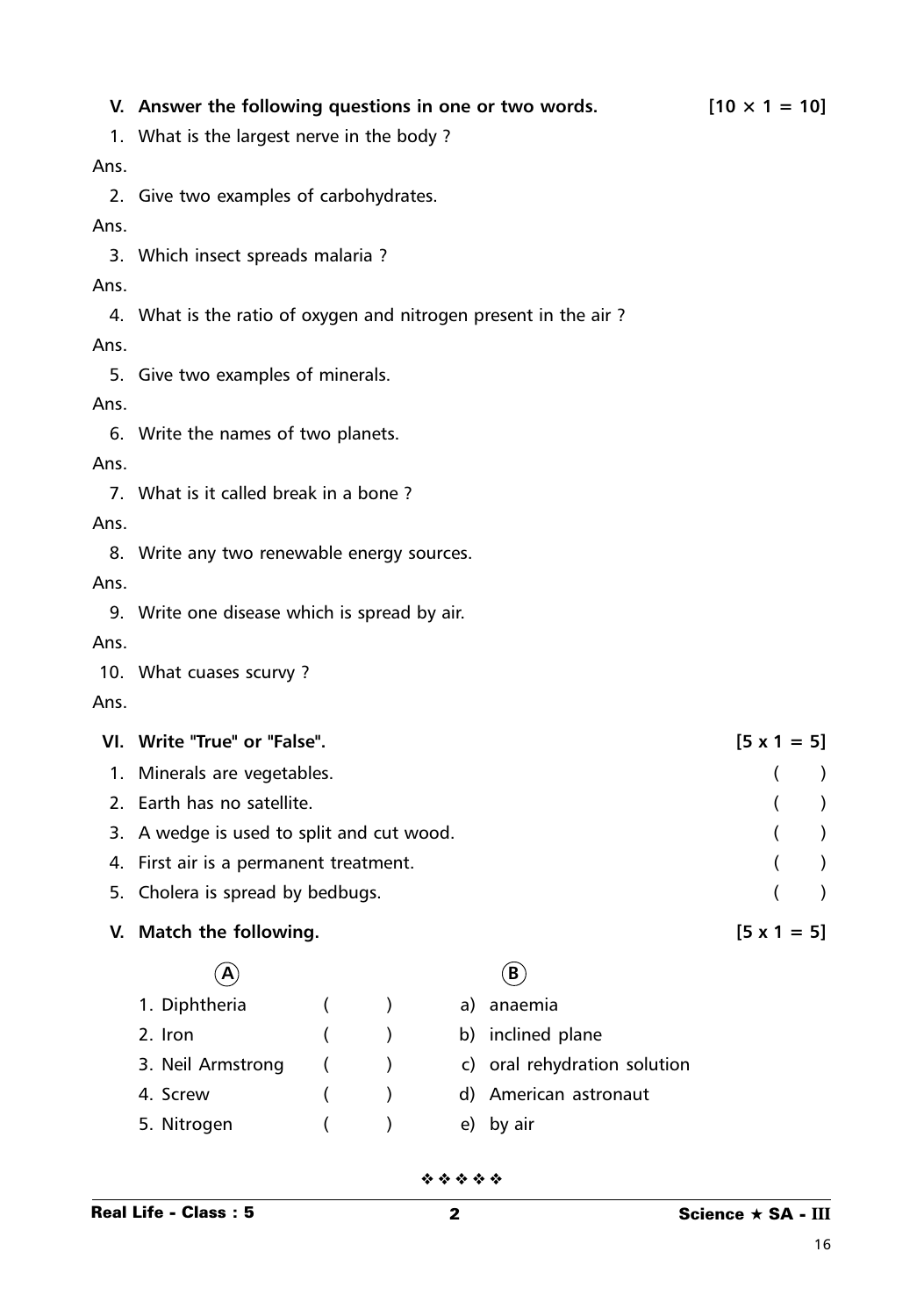## V. Answer the following questions in one or two words. [10 × 1 = 10]

1. What is the largest nerve in the body ?

Ans.

2. Give two examples of carbohydrates.

Ans.

3. Which insect spreads malaria ?

Ans.

4. What is the ratio of oxygen and nitrogen present in the air ?

Ans.

5. Give two examples of minerals.

Ans.

6. Write the names of two planets.

Ans.

7. What is it called break in a bone ?

Ans.

8. Write any two renewable energy sources.

Ans.

9. Write one disease which is spread by air.

Ans.

10. What cuases scurvy ?

Ans.

## VI. Write "True" or "False". [5 x 1 = 5]

1. Minerals are vegetables. ( )
2. Earth has no satellite. ( )
3. A wedge is used to split and cut wood. ( )
4. First air is a permanent treatment. ( )
5. Cholera is spread by bedbugs. ( )

## V. Match the following. [5 x 1 = 5]

| A | | B |
|---|---|---|
| 1. Diphtheria | ( ) | a) anaemia |
| 2. Iron | ( ) | b) inclined plane |
| 3. Neil Armstrong | ( ) | c) oral rehydration solution |
| 4. Screw | ( ) | d) American astronaut |
| 5. Nitrogen | ( ) | e) by air |

❖ ❖ ❖ ❖ ❖